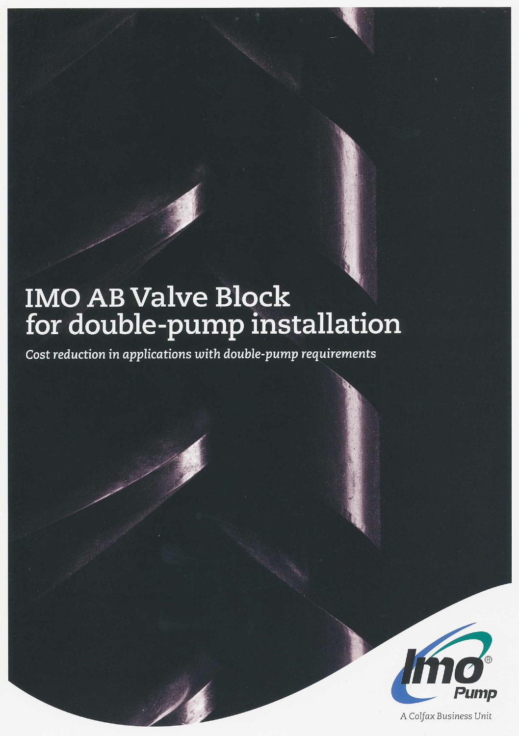# IMO AB Valve Block for double-pump installation

*Cost reduction in applications with double-pump requirements*

Imo® Pump

*A Colfax Business Unit*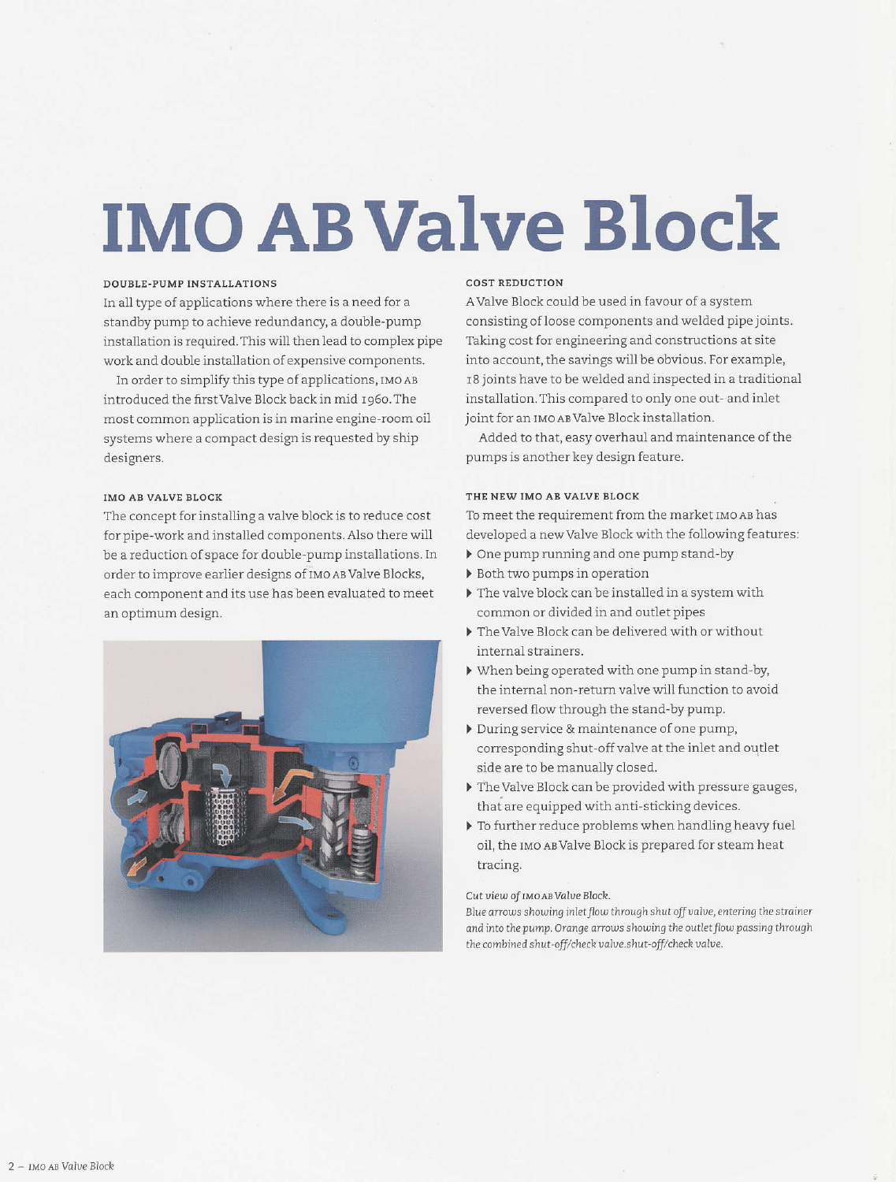# IMO AB Valve Block

### DOUBLE-PUMP INSTALLATIONS

In all type of applications where there is a need for a standby pump to achieve redundancy, a double-pump installation is required. This will then lead to complex pipe work and double installation of expensive components.

In order to simplify this type of applications, IMO AB introduced the first Valve Block back in mid 1960. The most common application is in marine engine-room oil systems where a compact design is requested by ship designers.

### IMO AB VALVE BLOCK

The concept for installing a valve block is to reduce cost for pipe-work and installed components. Also there will be a reduction of space for double-pump installations. In order to improve earlier designs of IMO AB Valve Blocks, each component and its use has been evaluated to meet an optimum design.

### COST REDUCTION

A Valve Block could be used in favour of a system consisting of loose components and welded pipe joints. Taking cost for engineering and constructions at site into account, the savings will be obvious. For example, 18 joints have to be welded and inspected in a traditional installation. This compared to only one out- and inlet joint for an IMO AB Valve Block installation.

Added to that, easy overhaul and maintenance of the pumps is another key design feature.

### THE NEW IMO AB VALVE BLOCK

To meet the requirement from the market IMO AB has developed a new Valve Block with the following features:

- One pump running and one pump stand-by
- Both two pumps in operation
- The valve block can be installed in a system with common or divided in and outlet pipes
- The Valve Block can be delivered with or without internal strainers.
- When being operated with one pump in stand-by, the internal non-return valve will function to avoid reversed flow through the stand-by pump.
- During service & maintenance of one pump, corresponding shut-off valve at the inlet and outlet side are to be manually closed.
- The Valve Block can be provided with pressure gauges, that are equipped with anti-sticking devices.
- To further reduce problems when handling heavy fuel oil, the IMO AB Valve Block is prepared for steam heat tracing.

*Cut view of IMO AB Valve Block.*
*Blue arrows showing inlet flow through shut off valve, entering the strainer and into the pump. Orange arrows showing the outlet flow passing through the combined shut-off/check valve.shut-off/check valve.*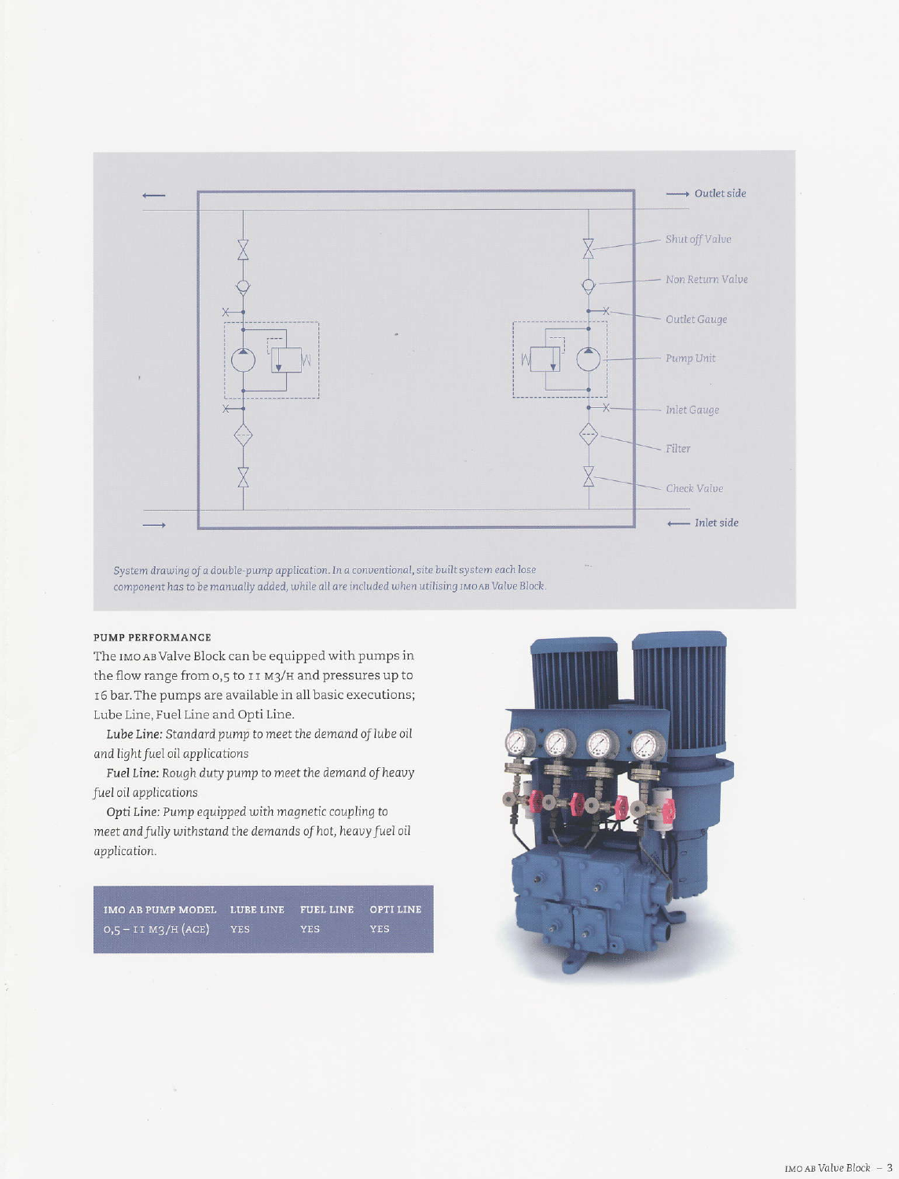Outlet side

Shut off Valve

Non Return Valve

Outlet Gauge

Pump Unit

Inlet Gauge

Filter

Check Valve

Inlet side

*System drawing of a double-pump application. In a conventional, site built system each lose component has to be manually added, while all are included when utilising IMO AB Valve Block.*

### PUMP PERFORMANCE

The IMO AB Valve Block can be equipped with pumps in the flow range from 0,5 to 11 M3/H and pressures up to 16 bar. The pumps are available in all basic executions; Lube Line, Fuel Line and Opti Line.

***Lube Line:*** *Standard pump to meet the demand of lube oil and light fuel oil applications*

***Fuel Line:*** *Rough duty pump to meet the demand of heavy fuel oil applications*

***Opti Line:*** *Pump equipped with magnetic coupling to meet and fully withstand the demands of hot, heavy fuel oil application.*

| IMO AB PUMP MODEL | LUBE LINE | FUEL LINE | OPTI LINE |
|---|---|---|---|
| 0,5 – 11 M3/H (ACE) | YES | YES | YES |